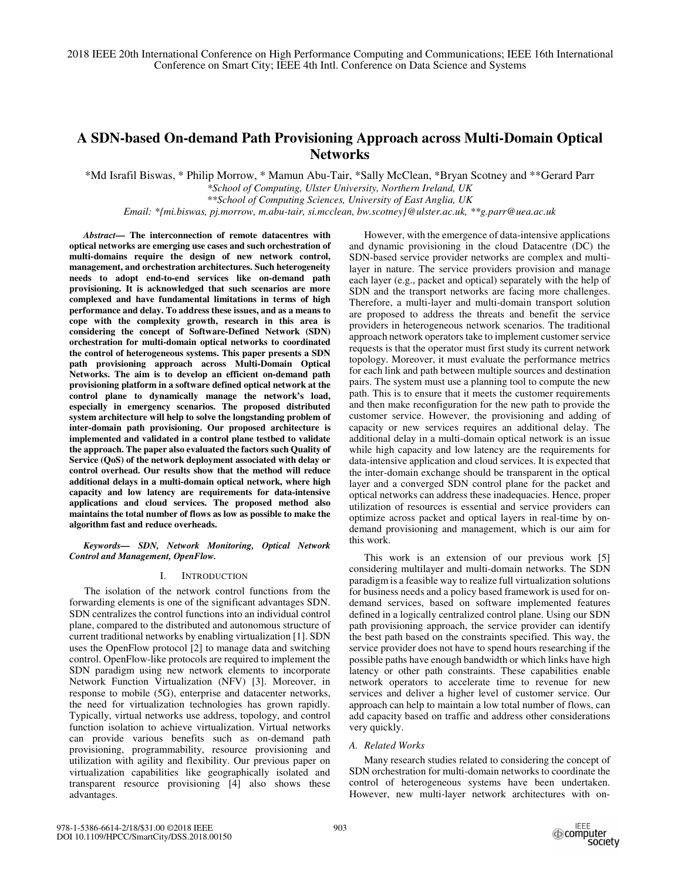2018 IEEE 20th International Conference on High Performance Computing and Communications; IEEE 16th International Conference on Smart City; IEEE 4th Intl. Conference on Data Science and Systems

# A SDN-based On-demand Path Provisioning Approach across Multi-Domain Optical Networks

*Md Israfil Biswas, * Philip Morrow, * Mamun Abu-Tair, *Sally McClean, *Bryan Scotney and **Gerard Parr

*\*School of Computing, Ulster University, Northern Ireland, UK*
*\*\*School of Computing Sciences, University of East Anglia, UK*
*Email: \*{mi.biswas, pj.morrow, m.abu-tair, si.mcclean, bw.scotney}@ulster.ac.uk, \*\*g.parr@uea.ac.uk*

***Abstract*— The interconnection of remote datacentres with optical networks are emerging use cases and such orchestration of multi-domains require the design of new network control, management, and orchestration architectures. Such heterogeneity needs to adopt end-to-end services like on-demand path provisioning. It is acknowledged that such scenarios are more complexed and have fundamental limitations in terms of high performance and delay. To address these issues, and as a means to cope with the complexity growth, research in this area is considering the concept of Software-Defined Network (SDN) orchestration for multi-domain optical networks to coordinated the control of heterogeneous systems. This paper presents a SDN path provisioning approach across Multi-Domain Optical Networks. The aim is to develop an efficient on-demand path provisioning platform in a software defined optical network at the control plane to dynamically manage the network's load, especially in emergency scenarios. The proposed distributed system architecture will help to solve the longstanding problem of inter-domain path provisioning. Our proposed architecture is implemented and validated in a control plane testbed to validate the approach. The paper also evaluated the factors such Quality of Service (QoS) of the network deployment associated with delay or control overhead. Our results show that the method will reduce additional delays in a multi-domain optical network, where high capacity and low latency are requirements for data-intensive applications and cloud services. The proposed method also maintains the total number of flows as low as possible to make the algorithm fast and reduce overheads.**

***Keywords*— *SDN, Network Monitoring, Optical Network Control and Management, OpenFlow.***

## I. Introduction

The isolation of the network control functions from the forwarding elements is one of the significant advantages SDN. SDN centralizes the control functions into an individual control plane, compared to the distributed and autonomous structure of current traditional networks by enabling virtualization [1]. SDN uses the OpenFlow protocol [2] to manage data and switching control. OpenFlow-like protocols are required to implement the SDN paradigm using new network elements to incorporate Network Function Virtualization (NFV) [3]. Moreover, in response to mobile (5G), enterprise and datacenter networks, the need for virtualization technologies has grown rapidly. Typically, virtual networks use address, topology, and control function isolation to achieve virtualization. Virtual networks can provide various benefits such as on-demand path provisioning, programmability, resource provisioning and utilization with agility and flexibility. Our previous paper on virtualization capabilities like geographically isolated and transparent resource provisioning [4] also shows these advantages.

However, with the emergence of data-intensive applications and dynamic provisioning in the cloud Datacentre (DC) the SDN-based service provider networks are complex and multi-layer in nature. The service providers provision and manage each layer (e.g., packet and optical) separately with the help of SDN and the transport networks are facing more challenges. Therefore, a multi-layer and multi-domain transport solution are proposed to address the threats and benefit the service providers in heterogeneous network scenarios. The traditional approach network operators take to implement customer service requests is that the operator must first study its current network topology. Moreover, it must evaluate the performance metrics for each link and path between multiple sources and destination pairs. The system must use a planning tool to compute the new path. This is to ensure that it meets the customer requirements and then make reconfiguration for the new path to provide the customer service. However, the provisioning and adding of capacity or new services requires an additional delay. The additional delay in a multi-domain optical network is an issue while high capacity and low latency are the requirements for data-intensive application and cloud services. It is expected that the inter-domain exchange should be transparent in the optical layer and a converged SDN control plane for the packet and optical networks can address these inadequacies. Hence, proper utilization of resources is essential and service providers can optimize across packet and optical layers in real-time by on-demand provisioning and management, which is our aim for this work.

This work is an extension of our previous work [5] considering multilayer and multi-domain networks. The SDN paradigm is a feasible way to realize full virtualization solutions for business needs and a policy based framework is used for on-demand services, based on software implemented features defined in a logically centralized control plane. Using our SDN path provisioning approach, the service provider can identify the best path based on the constraints specified. This way, the service provider does not have to spend hours researching if the possible paths have enough bandwidth or which links have high latency or other path constraints. These capabilities enable network operators to accelerate time to revenue for new services and deliver a higher level of customer service. Our approach can help to maintain a low total number of flows, can add capacity based on traffic and address other considerations very quickly.

### *A. Related Works*

Many research studies related to considering the concept of SDN orchestration for multi-domain networks to coordinate the control of heterogeneous systems have been undertaken. However, new multi-layer network architectures with on-

978-1-5386-6614-2/18/$31.00 ©2018 IEEE
DOI 10.1109/HPCC/SmartCity/DSS.2018.00150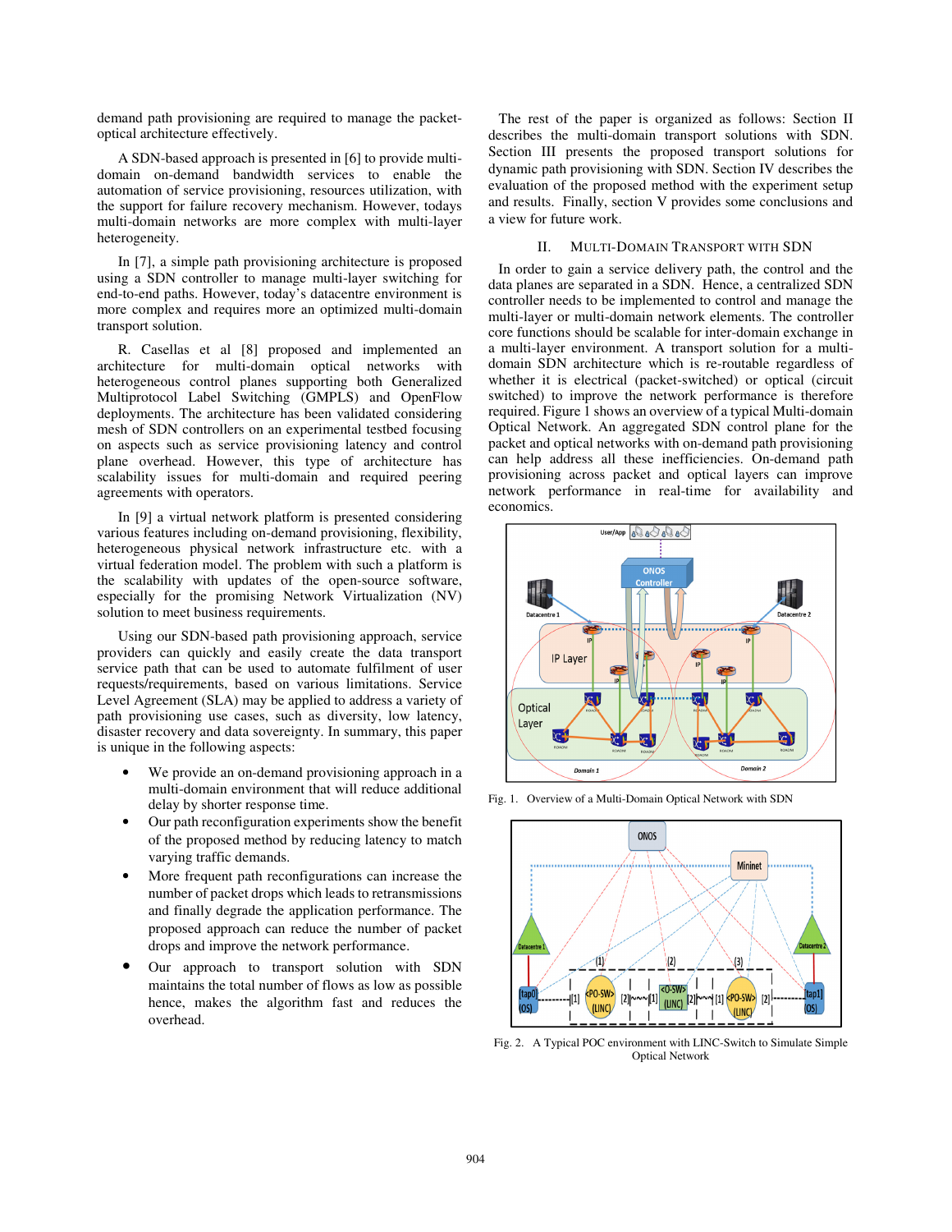demand path provisioning are required to manage the packet-optical architecture effectively.

A SDN-based approach is presented in [6] to provide multi-domain on-demand bandwidth services to enable the automation of service provisioning, resources utilization, with the support for failure recovery mechanism. However, todays multi-domain networks are more complex with multi-layer heterogeneity.

In [7], a simple path provisioning architecture is proposed using a SDN controller to manage multi-layer switching for end-to-end paths. However, today's datacentre environment is more complex and requires more an optimized multi-domain transport solution.

R. Casellas et al [8] proposed and implemented an architecture for multi-domain optical networks with heterogeneous control planes supporting both Generalized Multiprotocol Label Switching (GMPLS) and OpenFlow deployments. The architecture has been validated considering mesh of SDN controllers on an experimental testbed focusing on aspects such as service provisioning latency and control plane overhead. However, this type of architecture has scalability issues for multi-domain and required peering agreements with operators.

In [9] a virtual network platform is presented considering various features including on-demand provisioning, flexibility, heterogeneous physical network infrastructure etc. with a virtual federation model. The problem with such a platform is the scalability with updates of the open-source software, especially for the promising Network Virtualization (NV) solution to meet business requirements.

Using our SDN-based path provisioning approach, service providers can quickly and easily create the data transport service path that can be used to automate fulfilment of user requests/requirements, based on various limitations. Service Level Agreement (SLA) may be applied to address a variety of path provisioning use cases, such as diversity, low latency, disaster recovery and data sovereignty. In summary, this paper is unique in the following aspects:

- We provide an on-demand provisioning approach in a multi-domain environment that will reduce additional delay by shorter response time.
- Our path reconfiguration experiments show the benefit of the proposed method by reducing latency to match varying traffic demands.
- More frequent path reconfigurations can increase the number of packet drops which leads to retransmissions and finally degrade the application performance. The proposed approach can reduce the number of packet drops and improve the network performance.
- Our approach to transport solution with SDN maintains the total number of flows as low as possible hence, makes the algorithm fast and reduces the overhead.

The rest of the paper is organized as follows: Section II describes the multi-domain transport solutions with SDN. Section III presents the proposed transport solutions for dynamic path provisioning with SDN. Section IV describes the evaluation of the proposed method with the experiment setup and results. Finally, section V provides some conclusions and a view for future work.

## II. Multi-Domain Transport with SDN

In order to gain a service delivery path, the control and the data planes are separated in a SDN. Hence, a centralized SDN controller needs to be implemented to control and manage the multi-layer or multi-domain network elements. The controller core functions should be scalable for inter-domain exchange in a multi-layer environment. A transport solution for a multi-domain SDN architecture which is re-routable regardless of whether it is electrical (packet-switched) or optical (circuit switched) to improve the network performance is therefore required. Figure 1 shows an overview of a typical Multi-domain Optical Network. An aggregated SDN control plane for the packet and optical networks with on-demand path provisioning can help address all these inefficiencies. On-demand path provisioning across packet and optical layers can improve network performance in real-time for availability and economics.

Fig. 1. Overview of a Multi-Domain Optical Network with SDN

Fig. 2. A Typical POC environment with LINC-Switch to Simulate Simple Optical Network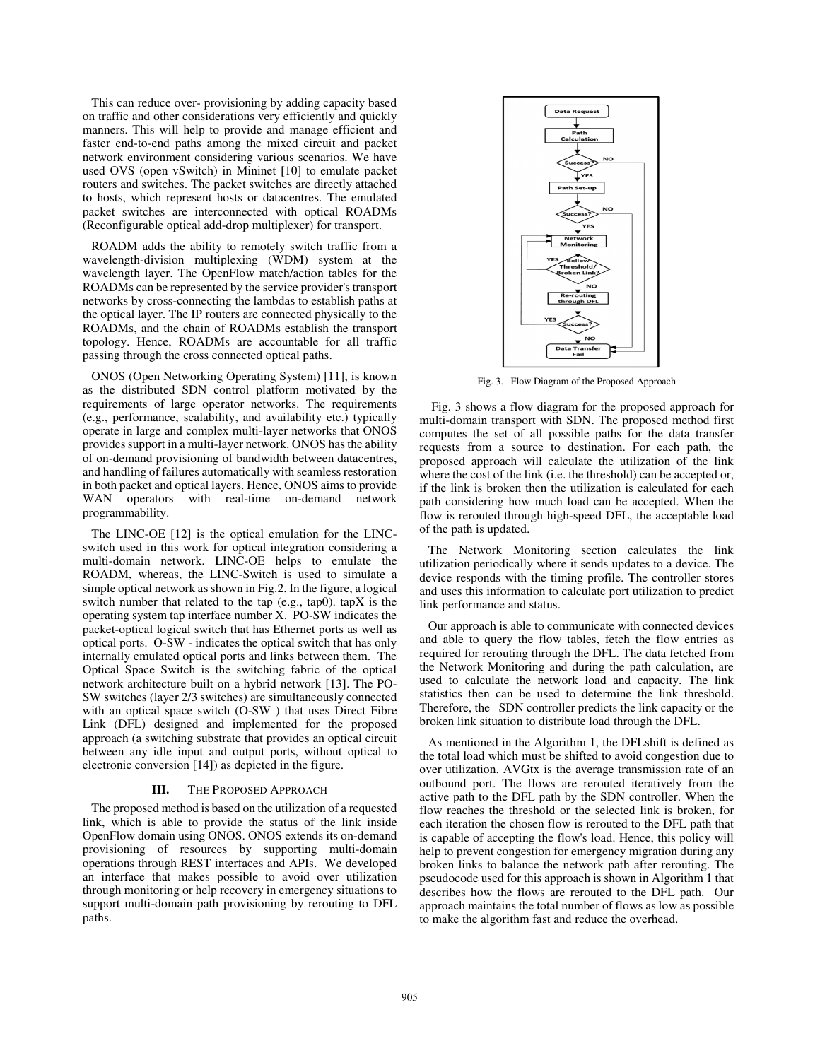This can reduce over- provisioning by adding capacity based on traffic and other considerations very efficiently and quickly manners. This will help to provide and manage efficient and faster end-to-end paths among the mixed circuit and packet network environment considering various scenarios. We have used OVS (open vSwitch) in Mininet [10] to emulate packet routers and switches. The packet switches are directly attached to hosts, which represent hosts or datacentres. The emulated packet switches are interconnected with optical ROADMs (Reconfigurable optical add-drop multiplexer) for transport.

ROADM adds the ability to remotely switch traffic from a wavelength-division multiplexing (WDM) system at the wavelength layer. The OpenFlow match/action tables for the ROADMs can be represented by the service provider's transport networks by cross-connecting the lambdas to establish paths at the optical layer. The IP routers are connected physically to the ROADMs, and the chain of ROADMs establish the transport topology. Hence, ROADMs are accountable for all traffic passing through the cross connected optical paths.

ONOS (Open Networking Operating System) [11], is known as the distributed SDN control platform motivated by the requirements of large operator networks. The requirements (e.g., performance, scalability, and availability etc.) typically operate in large and complex multi-layer networks that ONOS provides support in a multi-layer network. ONOS has the ability of on-demand provisioning of bandwidth between datacentres, and handling of failures automatically with seamless restoration in both packet and optical layers. Hence, ONOS aims to provide WAN operators with real-time on-demand network programmability.

The LINC-OE [12] is the optical emulation for the LINC-switch used in this work for optical integration considering a multi-domain network. LINC-OE helps to emulate the ROADM, whereas, the LINC-Switch is used to simulate a simple optical network as shown in Fig.2. In the figure, a logical switch number that related to the tap (e.g., tap0). tapX is the operating system tap interface number X. PO-SW indicates the packet-optical logical switch that has Ethernet ports as well as optical ports. O-SW - indicates the optical switch that has only internally emulated optical ports and links between them. The Optical Space Switch is the switching fabric of the optical network architecture built on a hybrid network [13]. The PO-SW switches (layer 2/3 switches) are simultaneously connected with an optical space switch (O-SW ) that uses Direct Fibre Link (DFL) designed and implemented for the proposed approach (a switching substrate that provides an optical circuit between any idle input and output ports, without optical to electronic conversion [14]) as depicted in the figure.

## III. The Proposed Approach

The proposed method is based on the utilization of a requested link, which is able to provide the status of the link inside OpenFlow domain using ONOS. ONOS extends its on-demand provisioning of resources by supporting multi-domain operations through REST interfaces and APIs. We developed an interface that makes possible to avoid over utilization through monitoring or help recovery in emergency situations to support multi-domain path provisioning by rerouting to DFL paths.

Fig. 3. Flow Diagram of the Proposed Approach

Fig. 3 shows a flow diagram for the proposed approach for multi-domain transport with SDN. The proposed method first computes the set of all possible paths for the data transfer requests from a source to destination. For each path, the proposed approach will calculate the utilization of the link where the cost of the link (i.e. the threshold) can be accepted or, if the link is broken then the utilization is calculated for each path considering how much load can be accepted. When the flow is rerouted through high-speed DFL, the acceptable load of the path is updated.

The Network Monitoring section calculates the link utilization periodically where it sends updates to a device. The device responds with the timing profile. The controller stores and uses this information to calculate port utilization to predict link performance and status.

Our approach is able to communicate with connected devices and able to query the flow tables, fetch the flow entries as required for rerouting through the DFL. The data fetched from the Network Monitoring and during the path calculation, are used to calculate the network load and capacity. The link statistics then can be used to determine the link threshold. Therefore, the SDN controller predicts the link capacity or the broken link situation to distribute load through the DFL.

As mentioned in the Algorithm 1, the DFLshift is defined as the total load which must be shifted to avoid congestion due to over utilization. AVGtx is the average transmission rate of an outbound port. The flows are rerouted iteratively from the active path to the DFL path by the SDN controller. When the flow reaches the threshold or the selected link is broken, for each iteration the chosen flow is rerouted to the DFL path that is capable of accepting the flow's load. Hence, this policy will help to prevent congestion for emergency migration during any broken links to balance the network path after rerouting. The pseudocode used for this approach is shown in Algorithm 1 that describes how the flows are rerouted to the DFL path. Our approach maintains the total number of flows as low as possible to make the algorithm fast and reduce the overhead.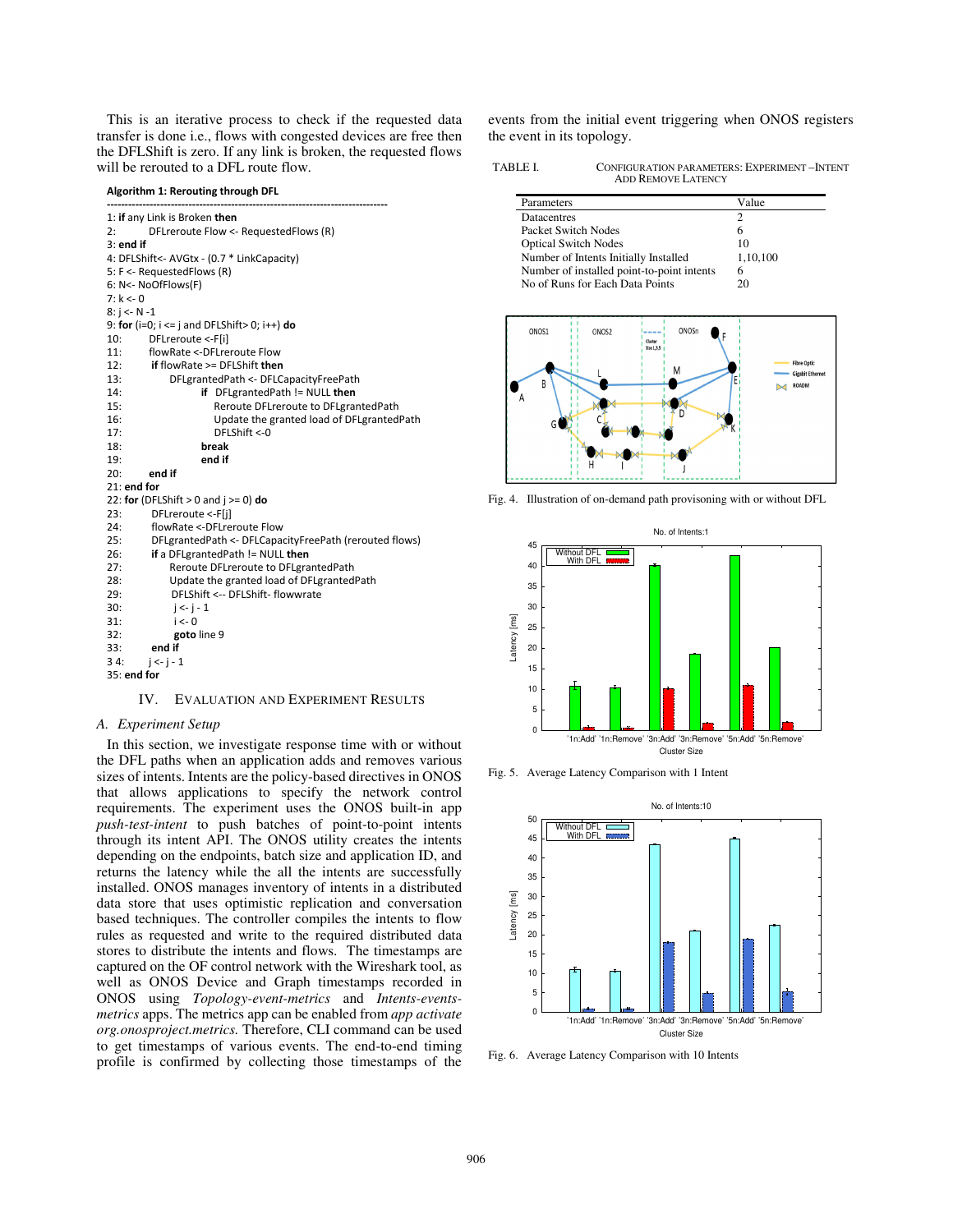This is an iterative process to check if the requested data transfer is done i.e., flows with congested devices are free then the DFLShift is zero. If any link is broken, the requested flows will be rerouted to a DFL route flow.

**Algorithm 1: Rerouting through DFL**

```
1: if any Link is Broken then
2:      DFLreroute Flow <- RequestedFlows (R)
3: end if
4: DFLShift<- AVGtx - (0.7 * LinkCapacity)
5: F <- RequestedFlows (R)
6: N<- NoOfFlows(F)
7: k <- 0
8: j <- N -1
9: for (i=0; i <= j and DFLShift> 0; i++) do
10:     DFLreroute <-F[i]
11:     flowRate <-DFLreroute Flow
12:     if flowRate >= DFLShift then
13:         DFLgrantedPath <- DFLCapacityFreePath
14:         if DFLgrantedPath != NULL then
15:             Reroute DFLreroute to DFLgrantedPath
16:             Update the granted load of DFLgrantedPath
17:             DFLShift <-0
18:         break
19:         end if
20:     end if
21: end for
22: for (DFLShift > 0 and j >= 0) do
23:     DFLreroute <-F[j]
24:     flowRate <-DFLreroute Flow
25:     DFLgrantedPath <- DFLCapacityFreePath (rerouted flows)
26:     if a DFLgrantedPath != NULL then
27:         Reroute DFLreroute to DFLgrantedPath
28:         Update the granted load of DFLgrantedPath
29:         DFLShift <-- DFLShift- flowwrate
30:         j <- j - 1
31:         i <- 0
32:         goto line 9
33:     end if
34:     j <- j - 1
35: end for
```

## IV. Evaluation and Experiment Results

### *A. Experiment Setup*

In this section, we investigate response time with or without the DFL paths when an application adds and removes various sizes of intents. Intents are the policy-based directives in ONOS that allows applications to specify the network control requirements. The experiment uses the ONOS built-in app *push-test-intent* to push batches of point-to-point intents through its intent API. The ONOS utility creates the intents depending on the endpoints, batch size and application ID, and returns the latency while the all the intents are successfully installed. ONOS manages inventory of intents in a distributed data store that uses optimistic replication and conversation based techniques. The controller compiles the intents to flow rules as requested and write to the required distributed data stores to distribute the intents and flows. The timestamps are captured on the OF control network with the Wireshark tool, as well as ONOS Device and Graph timestamps recorded in ONOS using *Topology-event-metrics* and *Intents-events-metrics* apps. The metrics app can be enabled from *app activate org.onosproject.metrics.* Therefore, CLI command can be used to get timestamps of various events. The end-to-end timing profile is confirmed by collecting those timestamps of the events from the initial event triggering when ONOS registers the event in its topology.

TABLE I. Configuration Parameters: Experiment –Intent Add Remove Latency

| Parameters | Value |
|---|---|
| Datacentres | 2 |
| Packet Switch Nodes | 6 |
| Optical Switch Nodes | 10 |
| Number of Intents Initially Installed | 1,10,100 |
| Number of installed point-to-point intents | 6 |
| No of Runs for Each Data Points | 20 |

Fig. 4. Illustration of on-demand path provisoning with or without DFL

Fig. 5. Average Latency Comparison with 1 Intent

Fig. 6. Average Latency Comparison with 10 Intents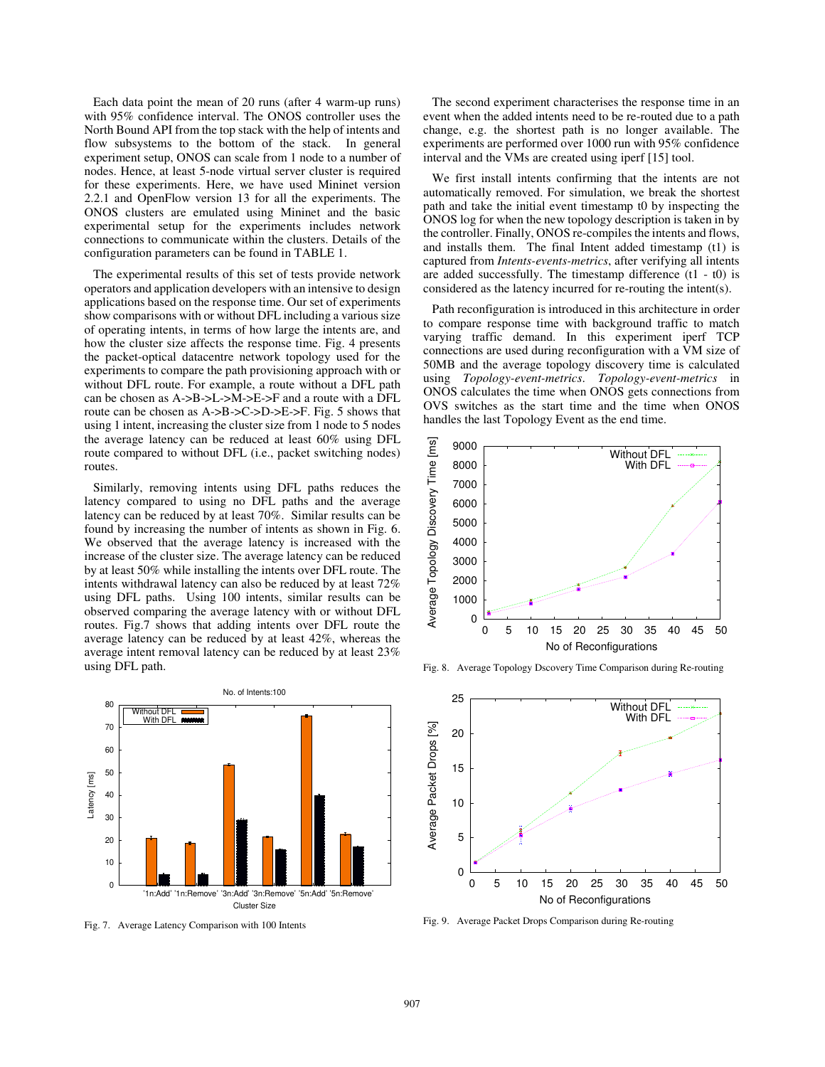Each data point the mean of 20 runs (after 4 warm-up runs) with 95% confidence interval. The ONOS controller uses the North Bound API from the top stack with the help of intents and flow subsystems to the bottom of the stack. In general experiment setup, ONOS can scale from 1 node to a number of nodes. Hence, at least 5-node virtual server cluster is required for these experiments. Here, we have used Mininet version 2.2.1 and OpenFlow version 13 for all the experiments. The ONOS clusters are emulated using Mininet and the basic experimental setup for the experiments includes network connections to communicate within the clusters. Details of the configuration parameters can be found in TABLE 1.

The experimental results of this set of tests provide network operators and application developers with an intensive to design applications based on the response time. Our set of experiments show comparisons with or without DFL including a various size of operating intents, in terms of how large the intents are, and how the cluster size affects the response time. Fig. 4 presents the packet-optical datacentre network topology used for the experiments to compare the path provisioning approach with or without DFL route. For example, a route without a DFL path can be chosen as A->B->L->M->E->F and a route with a DFL route can be chosen as A->B->C->D->E->F. Fig. 5 shows that using 1 intent, increasing the cluster size from 1 node to 5 nodes the average latency can be reduced at least 60% using DFL route compared to without DFL (i.e., packet switching nodes) routes.

Similarly, removing intents using DFL paths reduces the latency compared to using no DFL paths and the average latency can be reduced by at least 70%. Similar results can be found by increasing the number of intents as shown in Fig. 6. We observed that the average latency is increased with the increase of the cluster size. The average latency can be reduced by at least 50% while installing the intents over DFL route. The intents withdrawal latency can also be reduced by at least 72% using DFL paths. Using 100 intents, similar results can be observed comparing the average latency with or without DFL routes. Fig.7 shows that adding intents over DFL route the average latency can be reduced by at least 42%, whereas the average intent removal latency can be reduced by at least 23% using DFL path.

Fig. 7. Average Latency Comparison with 100 Intents

The second experiment characterises the response time in an event when the added intents need to be re-routed due to a path change, e.g. the shortest path is no longer available. The experiments are performed over 1000 run with 95% confidence interval and the VMs are created using iperf [15] tool.

We first install intents confirming that the intents are not automatically removed. For simulation, we break the shortest path and take the initial event timestamp t0 by inspecting the ONOS log for when the new topology description is taken in by the controller. Finally, ONOS re-compiles the intents and flows, and installs them. The final Intent added timestamp (t1) is captured from *Intents-events-metrics*, after verifying all intents are added successfully. The timestamp difference (t1 - t0) is considered as the latency incurred for re-routing the intent(s).

Path reconfiguration is introduced in this architecture in order to compare response time with background traffic to match varying traffic demand. In this experiment iperf TCP connections are used during reconfiguration with a VM size of 50MB and the average topology discovery time is calculated using *Topology-event-metrics*. *Topology-event-metrics* in ONOS calculates the time when ONOS gets connections from OVS switches as the start time and the time when ONOS handles the last Topology Event as the end time.

Fig. 8. Average Topology Dscovery Time Comparison during Re-routing

Fig. 9. Average Packet Drops Comparison during Re-routing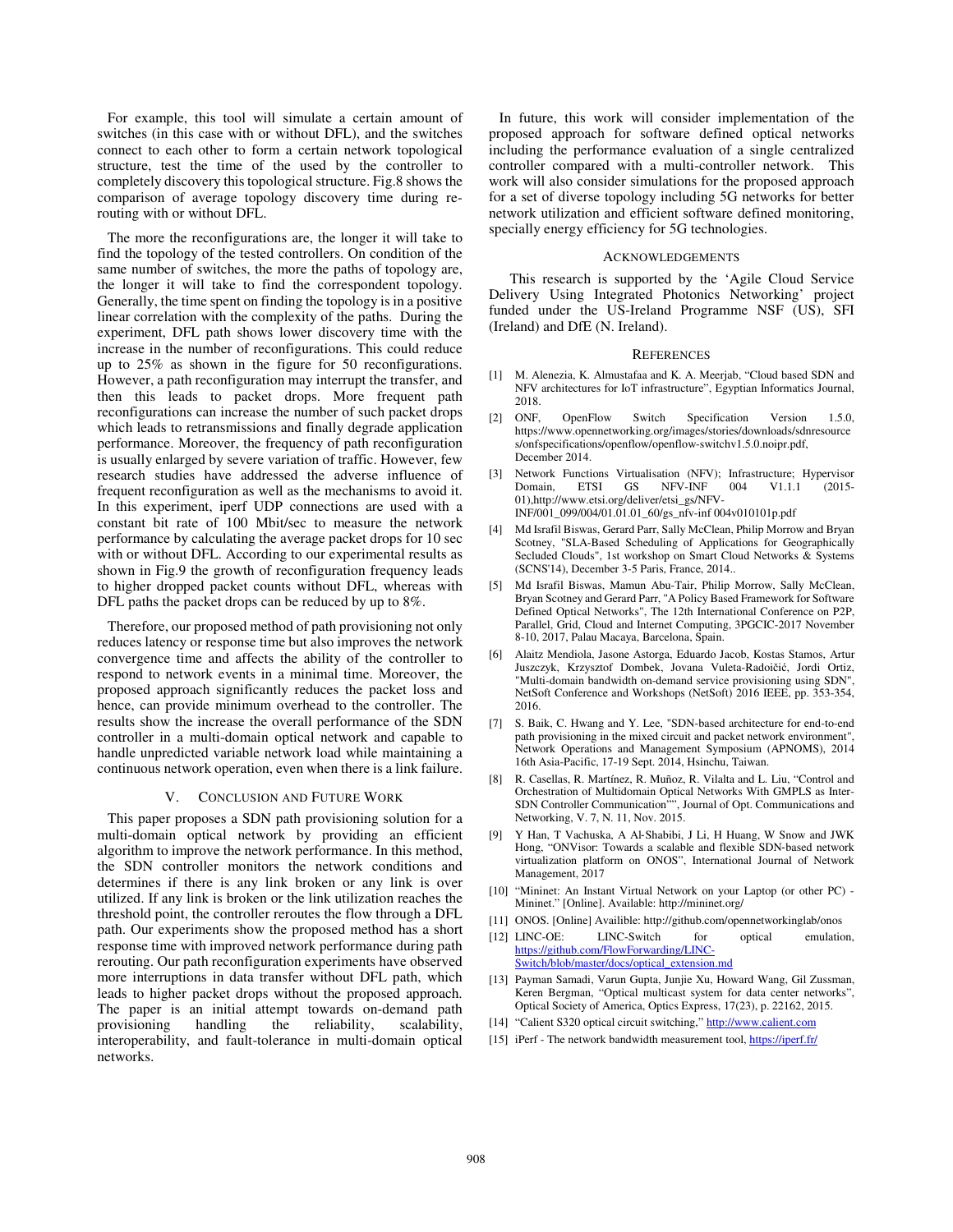For example, this tool will simulate a certain amount of switches (in this case with or without DFL), and the switches connect to each other to form a certain network topological structure, test the time of the used by the controller to completely discovery this topological structure. Fig.8 shows the comparison of average topology discovery time during re-routing with or without DFL.

The more the reconfigurations are, the longer it will take to find the topology of the tested controllers. On condition of the same number of switches, the more the paths of topology are, the longer it will take to find the correspondent topology. Generally, the time spent on finding the topology is in a positive linear correlation with the complexity of the paths. During the experiment, DFL path shows lower discovery time with the increase in the number of reconfigurations. This could reduce up to 25% as shown in the figure for 50 reconfigurations. However, a path reconfiguration may interrupt the transfer, and then this leads to packet drops. More frequent path reconfigurations can increase the number of such packet drops which leads to retransmissions and finally degrade application performance. Moreover, the frequency of path reconfiguration is usually enlarged by severe variation of traffic. However, few research studies have addressed the adverse influence of frequent reconfiguration as well as the mechanisms to avoid it. In this experiment, iperf UDP connections are used with a constant bit rate of 100 Mbit/sec to measure the network performance by calculating the average packet drops for 10 sec with or without DFL. According to our experimental results as shown in Fig.9 the growth of reconfiguration frequency leads to higher dropped packet counts without DFL, whereas with DFL paths the packet drops can be reduced by up to 8%.

Therefore, our proposed method of path provisioning not only reduces latency or response time but also improves the network convergence time and affects the ability of the controller to respond to network events in a minimal time. Moreover, the proposed approach significantly reduces the packet loss and hence, can provide minimum overhead to the controller. The results show the increase the overall performance of the SDN controller in a multi-domain optical network and capable to handle unpredicted variable network load while maintaining a continuous network operation, even when there is a link failure.

## V. Conclusion and Future Work

This paper proposes a SDN path provisioning solution for a multi-domain optical network by providing an efficient algorithm to improve the network performance. In this method, the SDN controller monitors the network conditions and determines if there is any link broken or any link is over utilized. If any link is broken or the link utilization reaches the threshold point, the controller reroutes the flow through a DFL path. Our experiments show the proposed method has a short response time with improved network performance during path rerouting. Our path reconfiguration experiments have observed more interruptions in data transfer without DFL path, which leads to higher packet drops without the proposed approach. The paper is an initial attempt towards on-demand path provisioning handling the reliability, scalability, interoperability, and fault-tolerance in multi-domain optical networks.

In future, this work will consider implementation of the proposed approach for software defined optical networks including the performance evaluation of a single centralized controller compared with a multi-controller network. This work will also consider simulations for the proposed approach for a set of diverse topology including 5G networks for better network utilization and efficient software defined monitoring, specially energy efficiency for 5G technologies.

## Acknowledgements

This research is supported by the 'Agile Cloud Service Delivery Using Integrated Photonics Networking' project funded under the US-Ireland Programme NSF (US), SFI (Ireland) and DfE (N. Ireland).

## References

[1] M. Alenezia, K. Almustafaa and K. A. Meerjab, "Cloud based SDN and NFV architectures for IoT infrastructure", Egyptian Informatics Journal, 2018.

[2] ONF, OpenFlow Switch Specification Version 1.5.0, https://www.opennetworking.org/images/stories/downloads/sdnresources/onfspecifications/openflow/openflow-switchv1.5.0.noipr.pdf, December 2014.

[3] Network Functions Virtualisation (NFV); Infrastructure; Hypervisor Domain, ETSI GS NFV-INF 004 V1.1.1 (2015-01),http://www.etsi.org/deliver/etsi_gs/NFV-INF/001_099/004/01.01.01_60/gs_nfv-inf 004v010101p.pdf

[4] Md Israfil Biswas, Gerard Parr, Sally McClean, Philip Morrow and Bryan Scotney, "SLA-Based Scheduling of Applications for Geographically Secluded Clouds", 1st workshop on Smart Cloud Networks & Systems (SCNS'14), December 3-5 Paris, France, 2014..

[5] Md Israfil Biswas, Mamun Abu-Tair, Philip Morrow, Sally McClean, Bryan Scotney and Gerard Parr, "A Policy Based Framework for Software Defined Optical Networks", The 12th International Conference on P2P, Parallel, Grid, Cloud and Internet Computing, 3PGCIC-2017 November 8-10, 2017, Palau Macaya, Barcelona, Spain.

[6] Alaitz Mendiola, Jasone Astorga, Eduardo Jacob, Kostas Stamos, Artur Juszczyk, Krzysztof Dombek, Jovana Vuleta-Radoičić, Jordi Ortiz, "Multi-domain bandwidth on-demand service provisioning using SDN", NetSoft Conference and Workshops (NetSoft) 2016 IEEE, pp. 353-354, 2016.

[7] S. Baik, C. Hwang and Y. Lee, "SDN-based architecture for end-to-end path provisioning in the mixed circuit and packet network environment", Network Operations and Management Symposium (APNOMS), 2014 16th Asia-Pacific, 17-19 Sept. 2014, Hsinchu, Taiwan.

[8] R. Casellas, R. Martínez, R. Muñoz, R. Vilalta and L. Liu, "Control and Orchestration of Multidomain Optical Networks With GMPLS as Inter-SDN Controller Communication"", Journal of Opt. Communications and Networking, V. 7, N. 11, Nov. 2015.

[9] Y Han, T Vachuska, A Al-Shabibi, J Li, H Huang, W Snow and JWK Hong, "ONVisor: Towards a scalable and flexible SDN-based network virtualization platform on ONOS", International Journal of Network Management, 2017

[10] "Mininet: An Instant Virtual Network on your Laptop (or other PC) - Mininet." [Online]. Available: http://mininet.org/

[11] ONOS. [Online] Availible: http://github.com/opennetworkinglab/onos

[12] LINC-OE: LINC-Switch for optical emulation, https://github.com/FlowForwarding/LINC-Switch/blob/master/docs/optical_extension.md

[13] Payman Samadi, Varun Gupta, Junjie Xu, Howard Wang, Gil Zussman, Keren Bergman, "Optical multicast system for data center networks", Optical Society of America, Optics Express, 17(23), p. 22162, 2015.

[14] "Calient S320 optical circuit switching," http://www.calient.com

[15] iPerf - The network bandwidth measurement tool, https://iperf.fr/